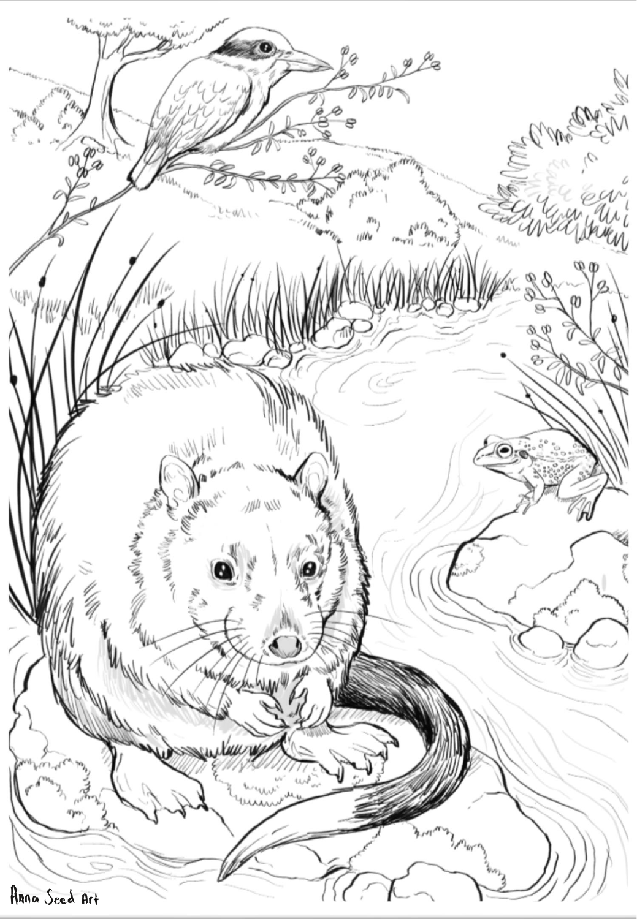Anna Seed Art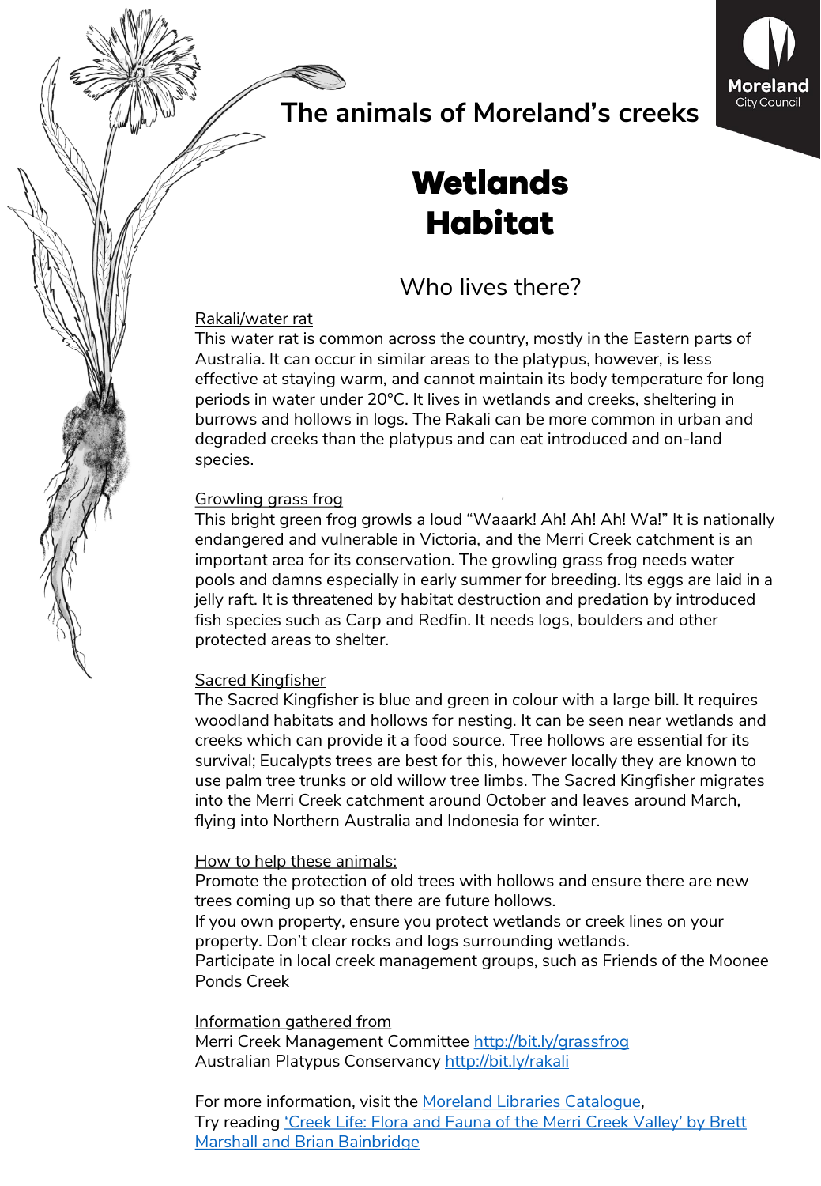# The animals of Moreland's creeks

## Wetlands Habitat

### Who lives there?

Rakali/water rat

This water rat is common across the country, mostly in the Eastern parts of Australia. It can occur in similar areas to the platypus, however, is less effective at staying warm, and cannot maintain its body temperature for long periods in water under 20°C. It lives in wetlands and creeks, sheltering in burrows and hollows in logs. The Rakali can be more common in urban and degraded creeks than the platypus and can eat introduced and on-land species.

Growling grass frog

This bright green frog growls a loud "Waaark! Ah! Ah! Ah! Wa!" It is nationally endangered and vulnerable in Victoria, and the Merri Creek catchment is an important area for its conservation. The growling grass frog needs water pools and damns especially in early summer for breeding. Its eggs are laid in a jelly raft. It is threatened by habitat destruction and predation by introduced fish species such as Carp and Redfin. It needs logs, boulders and other protected areas to shelter.

Sacred Kingfisher

The Sacred Kingfisher is blue and green in colour with a large bill. It requires woodland habitats and hollows for nesting. It can be seen near wetlands and creeks which can provide it a food source. Tree hollows are essential for its survival; Eucalypts trees are best for this, however locally they are known to use palm tree trunks or old willow tree limbs. The Sacred Kingfisher migrates into the Merri Creek catchment around October and leaves around March, flying into Northern Australia and Indonesia for winter.

How to help these animals:

Promote the protection of old trees with hollows and ensure there are new trees coming up so that there are future hollows.
If you own property, ensure you protect wetlands or creek lines on your property. Don't clear rocks and logs surrounding wetlands.
Participate in local creek management groups, such as Friends of the Moonee Ponds Creek

Information gathered from

Merri Creek Management Committee http://bit.ly/grassfrog
Australian Platypus Conservancy http://bit.ly/rakali

For more information, visit the Moreland Libraries Catalogue,
Try reading 'Creek Life: Flora and Fauna of the Merri Creek Valley' by Brett Marshall and Brian Bainbridge